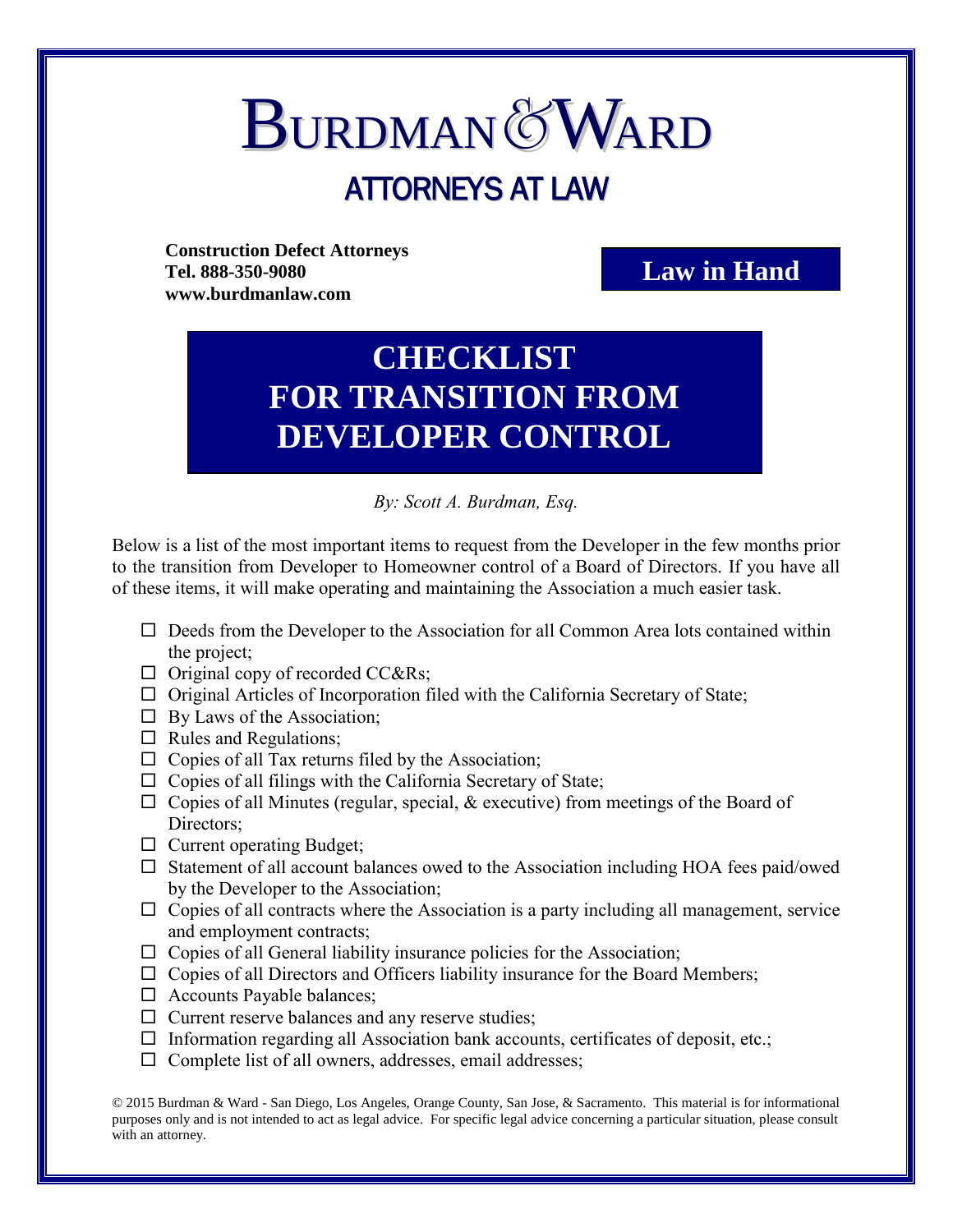# BURDMAN & WARD

## ATTORNEYS AT LAW

**Construction Defect Attorneys**
**Tel. 888-350-9080**
**www.burdmanlaw.com**

**Law in Hand**

# CHECKLIST FOR TRANSITION FROM DEVELOPER CONTROL

*By: Scott A. Burdman, Esq.*

Below is a list of the most important items to request from the Developer in the few months prior to the transition from Developer to Homeowner control of a Board of Directors. If you have all of these items, it will make operating and maintaining the Association a much easier task.

- ☐ Deeds from the Developer to the Association for all Common Area lots contained within the project;
- ☐ Original copy of recorded CC&Rs;
- ☐ Original Articles of Incorporation filed with the California Secretary of State;
- ☐ By Laws of the Association;
- ☐ Rules and Regulations;
- ☐ Copies of all Tax returns filed by the Association;
- ☐ Copies of all filings with the California Secretary of State;
- ☐ Copies of all Minutes (regular, special, & executive) from meetings of the Board of Directors;
- ☐ Current operating Budget;
- ☐ Statement of all account balances owed to the Association including HOA fees paid/owed by the Developer to the Association;
- ☐ Copies of all contracts where the Association is a party including all management, service and employment contracts;
- ☐ Copies of all General liability insurance policies for the Association;
- ☐ Copies of all Directors and Officers liability insurance for the Board Members;
- ☐ Accounts Payable balances;
- ☐ Current reserve balances and any reserve studies;
- ☐ Information regarding all Association bank accounts, certificates of deposit, etc.;
- ☐ Complete list of all owners, addresses, email addresses;

© 2015 Burdman & Ward - San Diego, Los Angeles, Orange County, San Jose, & Sacramento. This material is for informational purposes only and is not intended to act as legal advice. For specific legal advice concerning a particular situation, please consult with an attorney.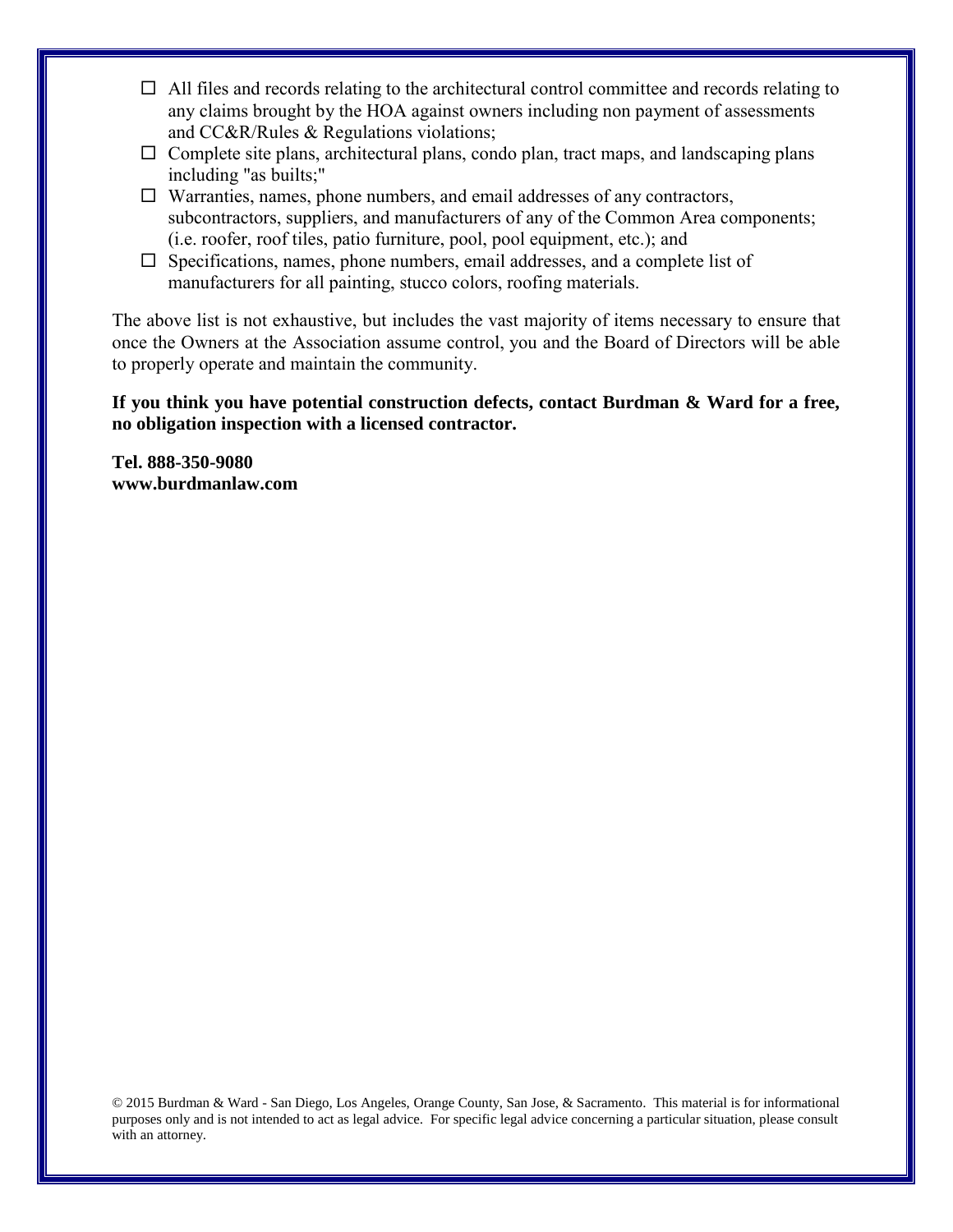- ☐ All files and records relating to the architectural control committee and records relating to any claims brought by the HOA against owners including non payment of assessments and CC&R/Rules & Regulations violations;
- ☐ Complete site plans, architectural plans, condo plan, tract maps, and landscaping plans including "as builts;"
- ☐ Warranties, names, phone numbers, and email addresses of any contractors, subcontractors, suppliers, and manufacturers of any of the Common Area components; (i.e. roofer, roof tiles, patio furniture, pool, pool equipment, etc.); and
- ☐ Specifications, names, phone numbers, email addresses, and a complete list of manufacturers for all painting, stucco colors, roofing materials.

The above list is not exhaustive, but includes the vast majority of items necessary to ensure that once the Owners at the Association assume control, you and the Board of Directors will be able to properly operate and maintain the community.

**If you think you have potential construction defects, contact Burdman & Ward for a free, no obligation inspection with a licensed contractor.**

**Tel. 888-350-9080**
**www.burdmanlaw.com**

© 2015 Burdman & Ward - San Diego, Los Angeles, Orange County, San Jose, & Sacramento. This material is for informational purposes only and is not intended to act as legal advice. For specific legal advice concerning a particular situation, please consult with an attorney.